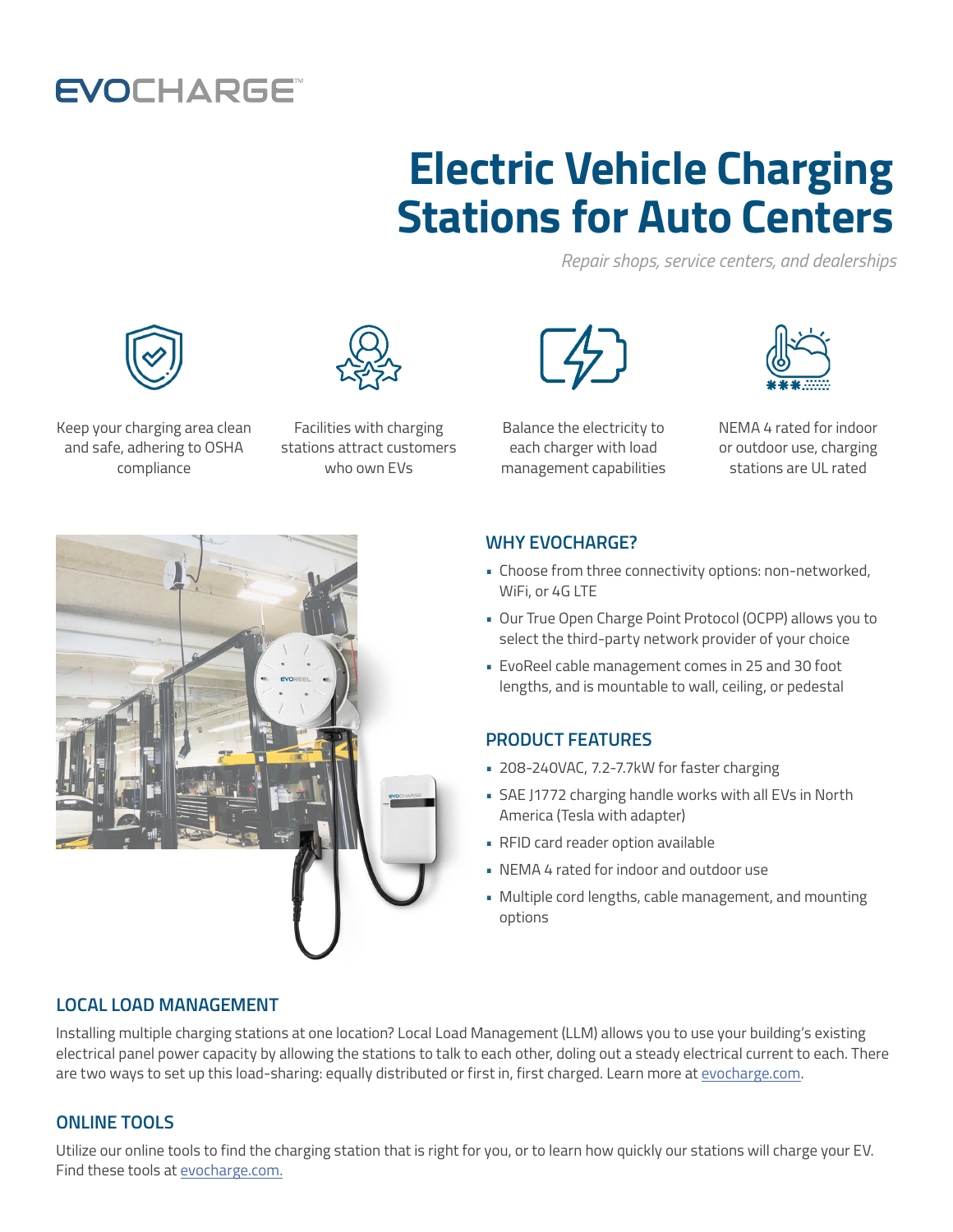EVOCHARGE™

# Electric Vehicle Charging Stations for Auto Centers

*Repair shops, service centers, and dealerships*

Keep your charging area clean and safe, adhering to OSHA compliance

Facilities with charging stations attract customers who own EVs

Balance the electricity to each charger with load management capabilities

NEMA 4 rated for indoor or outdoor use, charging stations are UL rated

## WHY EVOCHARGE?

- Choose from three connectivity options: non-networked, WiFi, or 4G LTE
- Our True Open Charge Point Protocol (OCPP) allows you to select the third-party network provider of your choice
- EvoReel cable management comes in 25 and 30 foot lengths, and is mountable to wall, ceiling, or pedestal

## PRODUCT FEATURES

- 208-240VAC, 7.2-7.7kW for faster charging
- SAE J1772 charging handle works with all EVs in North America (Tesla with adapter)
- RFID card reader option available
- NEMA 4 rated for indoor and outdoor use
- Multiple cord lengths, cable management, and mounting options

## LOCAL LOAD MANAGEMENT

Installing multiple charging stations at one location? Local Load Management (LLM) allows you to use your building's existing electrical panel power capacity by allowing the stations to talk to each other, doling out a steady electrical current to each. There are two ways to set up this load-sharing: equally distributed or first in, first charged. Learn more at evocharge.com.

## ONLINE TOOLS

Utilize our online tools to find the charging station that is right for you, or to learn how quickly our stations will charge your EV. Find these tools at evocharge.com.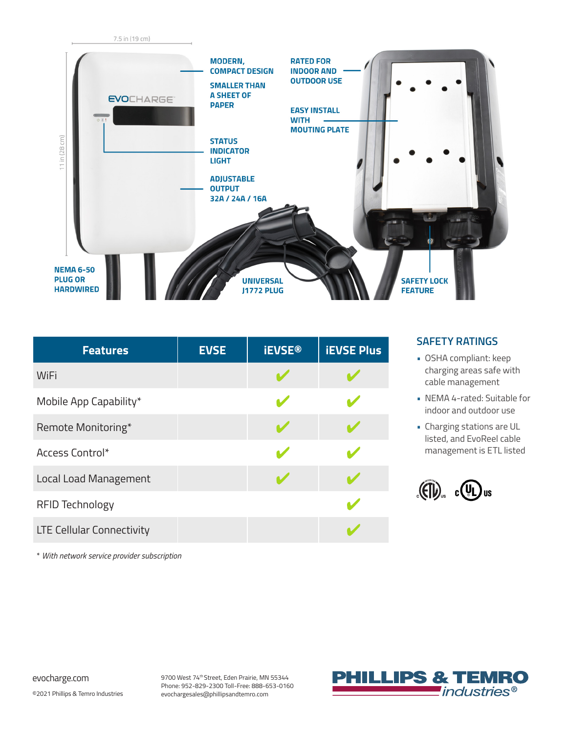7.5 in (19 cm)

11 in (28 cm)

MODERN, COMPACT DESIGN

SMALLER THAN A SHEET OF PAPER

STATUS INDICATOR LIGHT

ADJUSTABLE OUTPUT 32A / 24A / 16A

RATED FOR INDOOR AND OUTDOOR USE

EASY INSTALL WITH MOUTING PLATE

NEMA 6-50 PLUG OR HARDWIRED

UNIVERSAL J1772 PLUG

SAFETY LOCK FEATURE

| Features | EVSE | iEVSE® | iEVSE Plus |
|---|---|---|---|
| WiFi | | ✔ | ✔ |
| Mobile App Capability* | | ✔ | ✔ |
| Remote Monitoring* | | ✔ | ✔ |
| Access Control* | | ✔ | ✔ |
| Local Load Management | | ✔ | ✔ |
| RFID Technology | | | ✔ |
| LTE Cellular Connectivity | | | ✔ |

*\* With network service provider subscription*

## SAFETY RATINGS

- OSHA compliant: keep charging areas safe with cable management
- NEMA 4-rated: Suitable for indoor and outdoor use
- Charging stations are UL listed, and EvoReel cable management is ETL listed

evocharge.com

©2021 Phillips & Temro Industries

9700 West 74th Street, Eden Prairie, MN 55344
Phone: 952-829-2300 Toll-Free: 888-653-0160
evochargesales@phillipsandtemro.com

PHILLIPS & TEMRO industries®